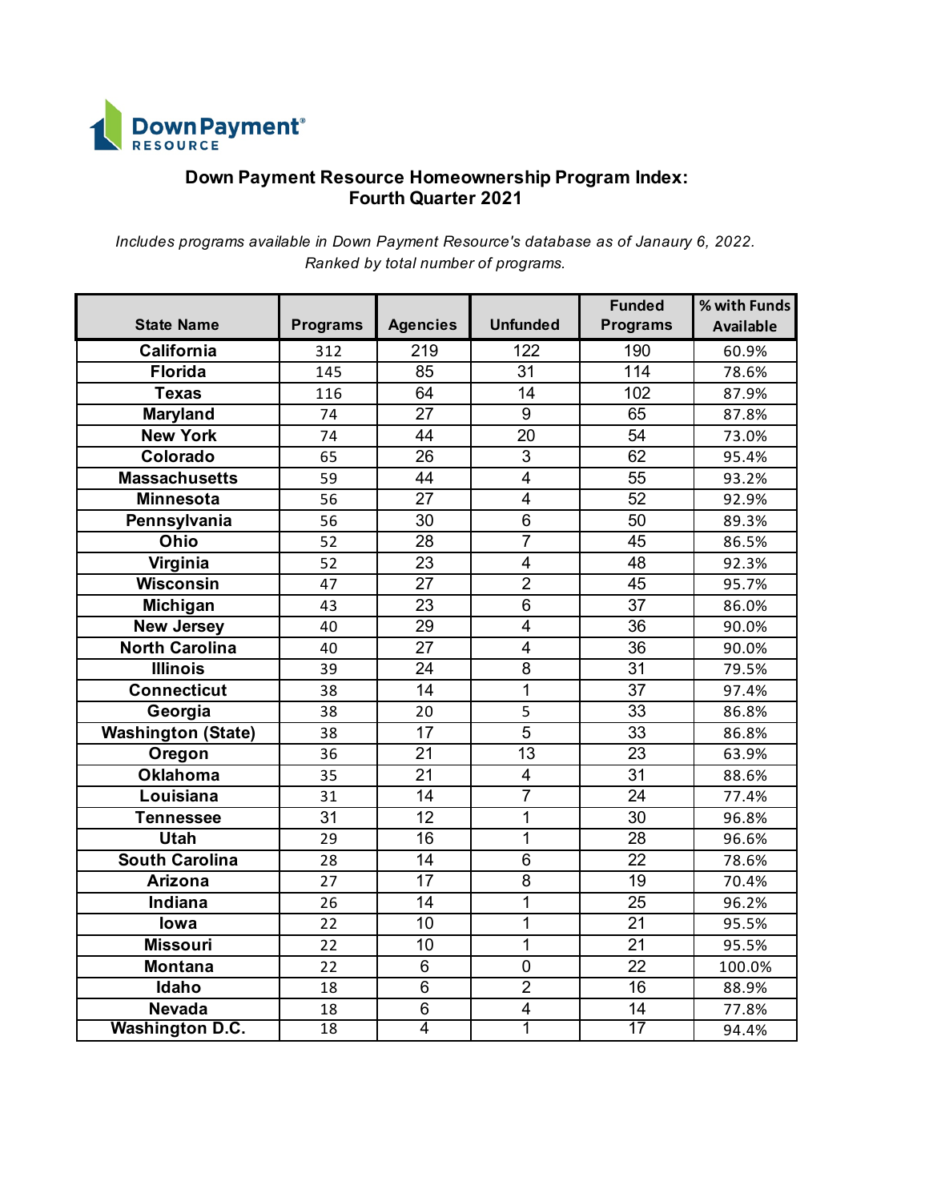Down Payment RESOURCE

## Down Payment Resource Homeownership Program Index: Fourth Quarter 2021

*Includes programs available in Down Payment Resource's database as of Janaury 6, 2022. Ranked by total number of programs.*

| State Name | Programs | Agencies | Unfunded | Funded Programs | % with Funds Available |
|---|---|---|---|---|---|
| California | 312 | 219 | 122 | 190 | 60.9% |
| Florida | 145 | 85 | 31 | 114 | 78.6% |
| Texas | 116 | 64 | 14 | 102 | 87.9% |
| Maryland | 74 | 27 | 9 | 65 | 87.8% |
| New York | 74 | 44 | 20 | 54 | 73.0% |
| Colorado | 65 | 26 | 3 | 62 | 95.4% |
| Massachusetts | 59 | 44 | 4 | 55 | 93.2% |
| Minnesota | 56 | 27 | 4 | 52 | 92.9% |
| Pennsylvania | 56 | 30 | 6 | 50 | 89.3% |
| Ohio | 52 | 28 | 7 | 45 | 86.5% |
| Virginia | 52 | 23 | 4 | 48 | 92.3% |
| Wisconsin | 47 | 27 | 2 | 45 | 95.7% |
| Michigan | 43 | 23 | 6 | 37 | 86.0% |
| New Jersey | 40 | 29 | 4 | 36 | 90.0% |
| North Carolina | 40 | 27 | 4 | 36 | 90.0% |
| Illinois | 39 | 24 | 8 | 31 | 79.5% |
| Connecticut | 38 | 14 | 1 | 37 | 97.4% |
| Georgia | 38 | 20 | 5 | 33 | 86.8% |
| Washington (State) | 38 | 17 | 5 | 33 | 86.8% |
| Oregon | 36 | 21 | 13 | 23 | 63.9% |
| Oklahoma | 35 | 21 | 4 | 31 | 88.6% |
| Louisiana | 31 | 14 | 7 | 24 | 77.4% |
| Tennessee | 31 | 12 | 1 | 30 | 96.8% |
| Utah | 29 | 16 | 1 | 28 | 96.6% |
| South Carolina | 28 | 14 | 6 | 22 | 78.6% |
| Arizona | 27 | 17 | 8 | 19 | 70.4% |
| Indiana | 26 | 14 | 1 | 25 | 96.2% |
| Iowa | 22 | 10 | 1 | 21 | 95.5% |
| Missouri | 22 | 10 | 1 | 21 | 95.5% |
| Montana | 22 | 6 | 0 | 22 | 100.0% |
| Idaho | 18 | 6 | 2 | 16 | 88.9% |
| Nevada | 18 | 6 | 4 | 14 | 77.8% |
| Washington D.C. | 18 | 4 | 1 | 17 | 94.4% |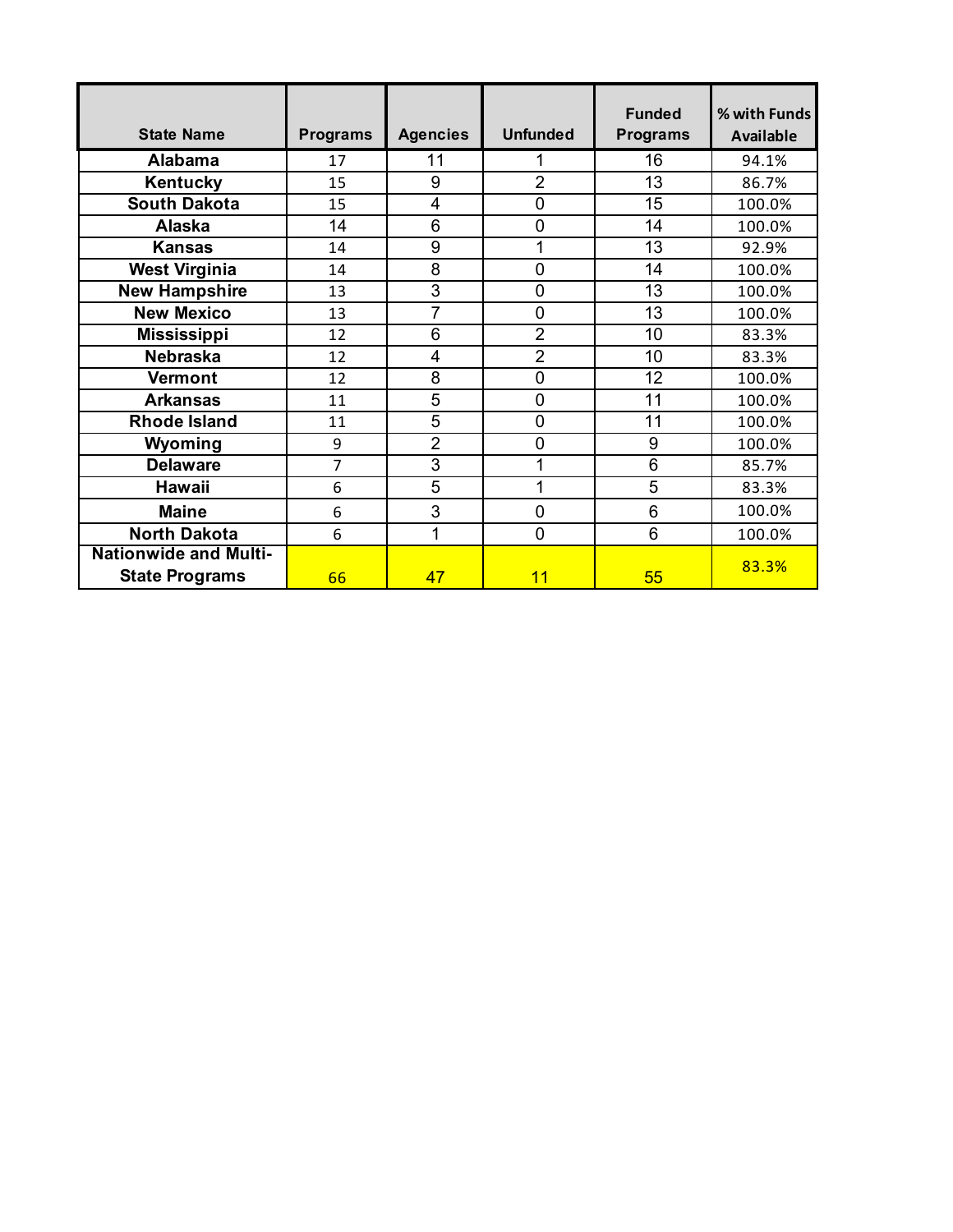| State Name | Programs | Agencies | Unfunded | Funded Programs | % with Funds Available |
|---|---|---|---|---|---|
| **Alabama** | 17 | 11 | 1 | 16 | 94.1% |
| **Kentucky** | 15 | 9 | 2 | 13 | 86.7% |
| **South Dakota** | 15 | 4 | 0 | 15 | 100.0% |
| **Alaska** | 14 | 6 | 0 | 14 | 100.0% |
| **Kansas** | 14 | 9 | 1 | 13 | 92.9% |
| **West Virginia** | 14 | 8 | 0 | 14 | 100.0% |
| **New Hampshire** | 13 | 3 | 0 | 13 | 100.0% |
| **New Mexico** | 13 | 7 | 0 | 13 | 100.0% |
| **Mississippi** | 12 | 6 | 2 | 10 | 83.3% |
| **Nebraska** | 12 | 4 | 2 | 10 | 83.3% |
| **Vermont** | 12 | 8 | 0 | 12 | 100.0% |
| **Arkansas** | 11 | 5 | 0 | 11 | 100.0% |
| **Rhode Island** | 11 | 5 | 0 | 11 | 100.0% |
| **Wyoming** | 9 | 2 | 0 | 9 | 100.0% |
| **Delaware** | 7 | 3 | 1 | 6 | 85.7% |
| **Hawaii** | 6 | 5 | 1 | 5 | 83.3% |
| **Maine** | 6 | 3 | 0 | 6 | 100.0% |
| **North Dakota** | 6 | 1 | 0 | 6 | 100.0% |
| **Nationwide and Multi-State Programs** | 66 | 47 | 11 | 55 | 83.3% |